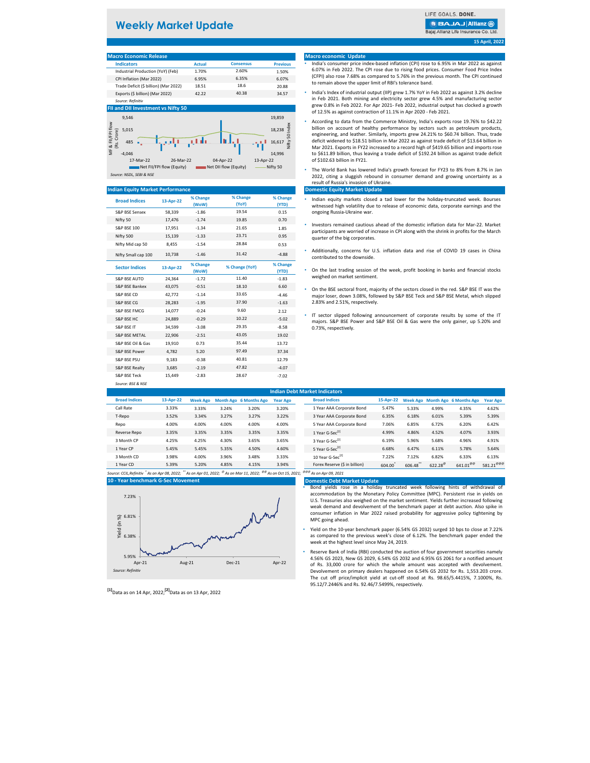# Weekly Market Update

LIFE GOALS. DONE.
BAJAJ Allianz
Bajaj Allianz Life Insurance Co. Ltd.

15 April, 2022

## Macro Economic Release

| Indicators | Actual | Consensus | Previous |
|---|---|---|---|
| Industrial Production (YoY) (Feb) | 1.70% | 2.60% | 1.50% |
| CPI Inflation (Mar 2022) | 6.95% | 6.35% | 6.07% |
| Trade Deficit ($ billion) (Mar 2022) | 18.51 | 18.6 | 20.88 |
| Exports ($ billion) (Mar 2022) | 42.22 | 40.38 | 34.57 |

*Source: Refinitiv*

## FII and DII Investment vs Nifty 50

Left axis: MF & FII/FPI flow (Rs. Crore): 9,546; 5,015; 485; -4,046
Right axis: Nifty 50 Index: 19,859; 18,238; 16,617; 14,996
X-axis: 17-Mar-22; 26-Mar-22; 04-Apr-22; 13-Apr-22

Net FII/FPI flow (Equity) | Net DII flow (Equity) | Nifty 50

*Source: NSDL, SEBI & NSE*

## Macro economic Update

- India's consumer price index-based inflation (CPI) rose to 6.95% in Mar 2022 as against 6.07% in Feb 2022. The CPI rose due to rising food prices. Consumer Food Price Index (CFPI) also rose 7.68% as compared to 5.76% in the previous month. The CPI continued to remain above the upper limit of RBI's tolerance band.
- India's Index of industrial output (IIP) grew 1.7% YoY in Feb 2022 as against 3.2% decline in Feb 2021. Both mining and electricity sector grew 4.5% and manufacturing sector grew 0.8% in Feb 2022. For Apr 2021- Feb 2022, industrial output has clocked a growth of 12.5% as against contraction of 11.1% in Apr 2020 - Feb 2021.
- According to data from the Commerce Ministry, India's exports rose 19.76% to $42.22 billion on account of healthy performance by sectors such as petroleum products, engineering, and leather. Similarly, imports grew 24.21% to $60.74 billion. Thus, trade deficit widened to $18.51 billion in Mar 2022 as against trade deficit of $13.64 billion in Mar 2021. Exports in FY22 increased to a record high of $419.65 billion and imports rose to $611.89 billion, thus leaving a trade deficit of $192.24 billion as against trade deficit of $102.63 billion in FY21.
- The World Bank has lowered India's growth forecast for FY23 to 8% from 8.7% in Jan 2022, citing a sluggish rebound in consumer demand and growing uncertainty as a result of Russia's invasion of Ukraine.

## Indian Equity Market Performance

| Broad Indices | 13-Apr-22 | % Change (WoW) | % Change (YoY) | % Change (YTD) |
|---|---|---|---|---|
| S&P BSE Sensex | 58,339 | -1.86 | 19.54 | 0.15 |
| Nifty 50 | 17,476 | -1.74 | 19.85 | 0.70 |
| S&P BSE 100 | 17,951 | -1.34 | 21.65 | 1.85 |
| Nifty 500 | 15,139 | -1.33 | 23.71 | 0.95 |
| Nifty Mid cap 50 | 8,455 | -1.54 | 28.84 | 0.53 |
| Nifty Small cap 100 | 10,738 | -1.46 | 31.42 | -4.88 |

| Sector Indices | 13-Apr-22 | % Change (WoW) | % Change (YoY) | % Change (YTD) |
|---|---|---|---|---|
| S&P BSE AUTO | 24,364 | -1.72 | 11.40 | -1.83 |
| S&P BSE Bankex | 43,075 | -0.51 | 18.10 | 6.60 |
| S&P BSE CD | 42,772 | -1.14 | 33.65 | -4.46 |
| S&P BSE CG | 28,283 | -1.95 | 37.90 | -1.63 |
| S&P BSE FMCG | 14,077 | -0.24 | 9.60 | 2.12 |
| S&P BSE HC | 24,889 | -0.29 | 10.22 | -5.02 |
| S&P BSE IT | 34,599 | -3.08 | 29.35 | -8.58 |
| S&P BSE METAL | 22,906 | -2.51 | 43.05 | 19.02 |
| S&P BSE Oil & Gas | 19,910 | 0.73 | 35.44 | 13.72 |
| S&P BSE Power | 4,782 | 5.20 | 97.49 | 37.34 |
| S&P BSE PSU | 9,183 | -0.38 | 40.81 | 12.79 |
| S&P BSE Realty | 3,685 | -2.19 | 47.82 | -4.07 |
| S&P BSE Teck | 15,449 | -2.83 | 28.67 | -7.02 |

*Source: BSE & NSE*

## Domestic Equity Market Update

- Indian equity markets closed a tad lower for the holiday-truncated week. Bourses witnessed high volatility due to release of economic data, corporate earnings and the ongoing Russia-Ukraine war.
- Investors remained cautious ahead of the domestic inflation data for Mar-22. Market participants are worried of increase in CPI along with the shrink in profits for the March quarter of the big corporates.
- Additionally, concerns for U.S. inflation data and rise of COVID 19 cases in China contributed to the downside.
- On the last trading session of the week, profit booking in banks and financial stocks weighed on market sentiment.
- On the sectoral front, majority of the sectors closed in the red. S&P BSE IT was the major loser, down 3.08%, followed by S&P BSE Teck and S&P BSE Metal, which slipped 2.83% and 2.51%, respectively.
- IT sector slipped following announcement of corporate results by some of the IT majors. S&P BSE Power and S&P BSE Oil & Gas were the only gainer, up 5.20% and 0.73%, respectively.

## Indian Debt Market Indicators

| Broad Indices | 13-Apr-22 | Week Ago | Month Ago | 6 Months Ago | Year Ago |
|---|---|---|---|---|---|
| Call Rate | 3.33% | 3.33% | 3.24% | 3.20% | 3.20% |
| T-Repo | 3.52% | 3.34% | 3.27% | 3.27% | 3.22% |
| Repo | 4.00% | 4.00% | 4.00% | 4.00% | 4.00% |
| Reverse Repo | 3.35% | 3.35% | 3.35% | 3.35% | 3.35% |
| 3 Month CP | 4.25% | 4.25% | 4.30% | 3.65% | 3.65% |
| 1 Year CP | 5.45% | 5.45% | 5.35% | 4.50% | 4.60% |
| 3 Month CD | 3.98% | 4.00% | 3.96% | 3.48% | 3.33% |
| 1 Year CD | 5.39% | 5.20% | 4.85% | 4.15% | 3.94% |

| Broad Indices | 15-Apr-22 | Week Ago | Month Ago | 6 Months Ago | Year Ago |
|---|---|---|---|---|---|
| 1 Year AAA Corporate Bond | 5.47% | 5.33% | 4.99% | 4.35% | 4.62% |
| 3 Year AAA Corporate Bond | 6.35% | 6.18% | 6.01% | 5.39% | 5.39% |
| 5 Year AAA Corporate Bond | 7.06% | 6.85% | 6.72% | 6.20% | 6.42% |
| 1 Year G-Sec[2] | 4.99% | 4.86% | 4.52% | 4.07% | 3.93% |
| 3 Year G-Sec[2] | 6.19% | 5.96% | 5.68% | 4.96% | 4.91% |
| 5 Year G-Sec[2] | 6.68% | 6.47% | 6.11% | 5.78% | 5.64% |
| 10 Year G-Sec[2] | 7.22% | 7.12% | 6.82% | 6.33% | 6.13% |
| Forex Reserve ($ in billion) | 604.00* | 606.48** | 622.28@ | 641.01@@ | 581.21@@@ |

*Source: CCIL, Refinitiv * As on Apr 08, 2022; ** As on Apr 01, 2022; @ As on Mar 11, 2022; @@ As on Oct 15, 2021; @@@ As on Apr 09, 2021*

## 10 - Year benchmark G-Sec Movement

Y-axis: Yield (in %): 7.23%; 6.81%; 6.38%; 5.95%
X-axis: Apr-21; Aug-21; Dec-21; Apr-22

*Source: Refinitiv*

## Domestic Debt Market Update

- Bond yields rose in a holiday truncated week following hints of withdrawal of accommodation by the Monetary Policy Committee (MPC). Persistent rise in yields on U.S. Treasuries also weighed on the market sentiment. Yields further increased following weak demand and devolvement of the benchmark paper at debt auction. Also spike in consumer inflation in Mar 2022 raised probability for aggressive policy tightening by MPC going ahead.
- Yield on the 10-year benchmark paper (6.54% GS 2032) surged 10 bps to close at 7.22% as compared to the previous week's close of 6.12%. The benchmark paper ended the week at the highest level since May 24, 2019.
- Reserve Bank of India (RBI) conducted the auction of four government securities namely 4.56% GS 2023, New GS 2029, 6.54% GS 2032 and 6.95% GS 2061 for a notified amount of Rs. 33,000 crore for which the whole amount was accepted with devolvement. Devolvement on primary dealers happened on 6.54% GS 2032 for Rs. 1,553.203 crore. The cut off price/implicit yield at cut-off stood at Rs. 98.65/5.4415%, 7.1000%, Rs. 95.12/7.2446% and Rs. 92.46/7.5499%, respectively.

[1]Data as on 14 Apr, 2022;[2]Data as on 13 Apr, 2022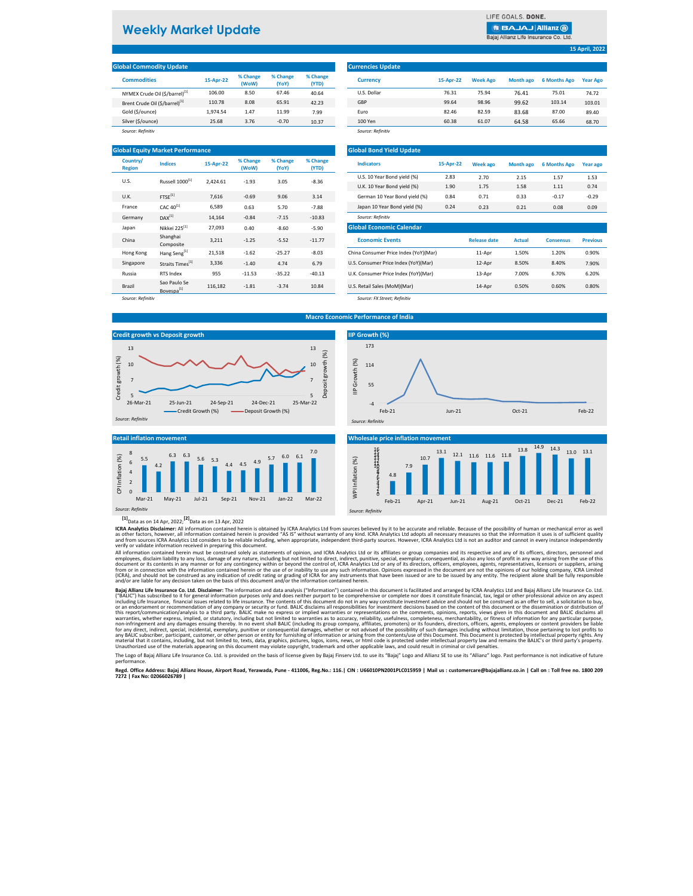# Weekly Market Update

LIFE GOALS. DONE.
BAJAJ | Allianz
Bajaj Allianz Life Insurance Co. Ltd.

**15 April, 2022**

## Global Commodity Update

| Commodities | 15-Apr-22 | % Change (WoW) | % Change (YoY) | % Change (YTD) |
|---|---|---|---|---|
| NYMEX Crude Oil ($/barrel)[1] | 106.00 | 8.50 | 67.46 | 40.64 |
| Brent Crude Oil ($/barrel)[1] | 110.78 | 8.08 | 65.91 | 42.23 |
| Gold ($/ounce) | 1,974.54 | 1.47 | 11.99 | 7.99 |
| Silver ($/ounce) | 25.68 | 3.76 | -0.70 | 10.37 |

*Source: Refinitiv*

## Currencies Update

| Currency | 15-Apr-22 | Week Ago | Month ago | 6 Months Ago | Year Ago |
|---|---|---|---|---|---|
| U.S. Dollar | 76.31 | 75.94 | 76.41 | 75.01 | 74.72 |
| GBP | 99.64 | 98.96 | 99.62 | 103.14 | 103.01 |
| Euro | 82.46 | 82.59 | 83.68 | 87.00 | 89.40 |
| 100 Yen | 60.38 | 61.07 | 64.58 | 65.66 | 68.70 |

*Source: Refinitiv*

## Global Equity Market Performance

| Country/ Region | Indices | 15-Apr-22 | % Change (WoW) | % Change (YoY) | % Change (YTD) |
|---|---|---|---|---|---|
| U.S. | Russell 1000[1] | 2,424.61 | -1.93 | 3.05 | -8.36 |
| U.K. | FTSE[1] | 7,616 | -0.69 | 9.06 | 3.14 |
| France | CAC 40[1] | 6,589 | 0.63 | 5.70 | -7.88 |
| Germany | DAX[1] | 14,164 | -0.84 | -7.15 | -10.83 |
| Japan | Nikkei 225[1] | 27,093 | 0.40 | -8.60 | -5.90 |
| China | Shanghai Composite | 3,211 | -1.25 | -5.52 | -11.77 |
| Hong Kong | Hang Seng[1] | 21,518 | -1.62 | -25.27 | -8.03 |
| Singapore | Straits Times[1] | 3,336 | -1.40 | 4.74 | 6.79 |
| Russia | RTS Index | 955 | -11.53 | -35.22 | -40.13 |
| Brazil | Sao Paulo Se Bovespa[1] | 116,182 | -1.81 | -3.74 | 10.84 |

*Source: Refinitiv*

## Global Bond Yield Update

| Indicators | 15-Apr-22 | Week ago | Month ago | 6 Months Ago | Year ago |
|---|---|---|---|---|---|
| U.S. 10 Year Bond yield (%) | 2.83 | 2.70 | 2.15 | 1.57 | 1.53 |
| U.K. 10 Year Bond yield (%) | 1.90 | 1.75 | 1.58 | 1.11 | 0.74 |
| German 10 Year Bond yield (%) | 0.84 | 0.71 | 0.33 | -0.17 | -0.29 |
| Japan 10 Year Bond yield (%) | 0.24 | 0.23 | 0.21 | 0.08 | 0.09 |

*Source: Refinitiv*

## Global Economic Calendar

| Economic Events | Release date | Actual | Consensus | Previous |
|---|---|---|---|---|
| China Consumer Price Index (YoY)(Mar) | 11-Apr | 1.50% | 1.20% | 0.90% |
| U.S. Consumer Price Index (YoY)(Mar) | 12-Apr | 8.50% | 8.40% | 7.90% |
| U.K. Consumer Price Index (YoY)(Mar) | 13-Apr | 7.00% | 6.70% | 6.20% |
| U.S. Retail Sales (MoM)(Mar) | 14-Apr | 0.50% | 0.60% | 0.80% |

*Source: FX Street; Refinitiv*

## Macro Economic Performance of India

### Credit growth vs Deposit growth

Credit growth (%)
Deposit growth (%)
13
10
7
5
26-Mar-21
25-Jun-21
24-Sep-21
24-Dec-21
25-Mar-22
Credit Growth (%)
Deposit Growth (%)

*Source: Refinitiv*

### IIP Growth (%)

IIP Growth (%)
173
114
55
-4
Feb-21
Jun-21
Oct-21
Feb-22

*Source: Refinitiv*

### Retail inflation movement

CPI Inflation (%)
8
6
4
2
0
5.5
4.2
6.3
6.3
5.6
5.3
4.4
4.5
4.9
5.7
6.0
6.1
7.0
Mar-21
May-21
Jul-21
Sep-21
Nov-21
Jan-22
Mar-22

*Source: Refinitiv*

### Wholesale price inflation movement

WPI Inflation (%)
4.8
7.9
10.7
13.1
12.1
11.6
11.6
11.8
13.8
14.9
14.3
13.0
13.1
Feb-21
Apr-21
Jun-21
Aug-21
Oct-21
Dec-21
Feb-22

*Source: Refinitiv*

[1]Data as on 14 Apr, 2022; [2]Data as on 13 Apr, 2022

**ICRA Analytics Disclaimer:** All information contained herein is obtained by ICRA Analytics Ltd from sources believed by it to be accurate and reliable. Because of the possibility of human or mechanical error as well as other factors, however, all information contained herein is provided "AS IS" without warranty of any kind. ICRA Analytics Ltd adopts all necessary measures so that the information it uses is of sufficient quality and from sources ICRA Analytics Ltd considers to be reliable including, when appropriate, independent third-party sources. However, ICRA Analytics Ltd is not an auditor and cannot in every instance independently verify or validate information received in preparing this document.

All information contained herein must be construed solely as statements of opinion, and ICRA Analytics Ltd or its affiliates or group companies and its respective and any of its officers, directors, personnel and employees, disclaim liability to any loss, damage of any nature, including but not limited to direct, indirect, punitive, special, exemplary, consequential, as also any loss of profit in any way arising from the use of this document or its contents in any manner or for any contingency within or beyond the control of, ICRA Analytics Ltd or any of its directors, officers, employees, agents, representatives, licensors or suppliers, arising from or in connection with the information contained herein or the use of or inability to use any such information. Opinions expressed in the document are not the opinions of our holding company, ICRA Limited (ICRA), and should not be construed as any indication of credit rating or grading of ICRA for any instruments that have been issued or are to be issued by any entity. The recipient alone shall be fully responsible and/or are liable for any decision taken on the basis of this document and/or the information contained herein.

**Bajaj Allianz Life Insurance Co. Ltd. Disclaimer:** The information and data analysis ("Information") contained in this document is facilitated and arranged by ICRA Analytics Ltd and Bajaj Allianz Life Insurance Co. Ltd. ("BALIC") has subscribed to it for general information purposes only and does neither purport to be comprehensive or complete nor does it constitute financial, tax, legal or other professional advice on any aspect including Life Insurance, financial issues related to life insurance. The contents of this document do not in any way constitute investment advice and should not be construed as an offer to sell, a solicitation to buy, or an endorsement or recommendation of any company or security or fund. BALIC disclaims all responsibilities for investment decisions based on the content of this document or the dissemination or distribution of this report/communication/analysis to a third party. BALIC make no express or implied warranties or representations on the comments, opinions, reports, views given in this document and BALIC disclaims all warranties, whether express, implied, or statutory, including but not limited to warranties as to accuracy, reliability, usefulness, completeness, merchantability, or fitness of information for any particular purpose, non-infringement and any damages ensuing thereby. In no event shall BALIC (including its group company, affiliates, promoters) or its founders, directors, officers, agents, employees or content providers be liable for any direct, indirect, special, incidental, exemplary, punitive or consequential damages, whether or not advised of the possibility of such damages including without limitation, those pertaining to lost profits to any BALIC subscriber, participant, customer, or other person or entity for furnishing of information or arising from the contents/use of this Document. This Document is protected by intellectual property rights. Any material that it contains, including, but not limited to, texts, data, graphics, pictures, logos, icons, news, or html code is protected under intellectual property law and remains the BALIC's or third party's property. Unauthorized use of the materials appearing on this document may violate copyright, trademark and other applicable laws, and could result in criminal or civil penalties.

The Logo of Bajaj Allianz Life Insurance Co. Ltd. is provided on the basis of license given by Bajaj Finserv Ltd. to use its "Bajaj" Logo and Allianz SE to use its "Allianz" logo. Past performance is not indicative of future performance.

**Regd. Office Address: Bajaj Allianz House, Airport Road, Yerawada, Pune - 411006, Reg.No.: 116.| CIN : U66010PN2001PLC015959 | Mail us : customercare@bajajallianz.co.in | Call on : Toll free no. 1800 209 7272 | Fax No: 02066026789 |**